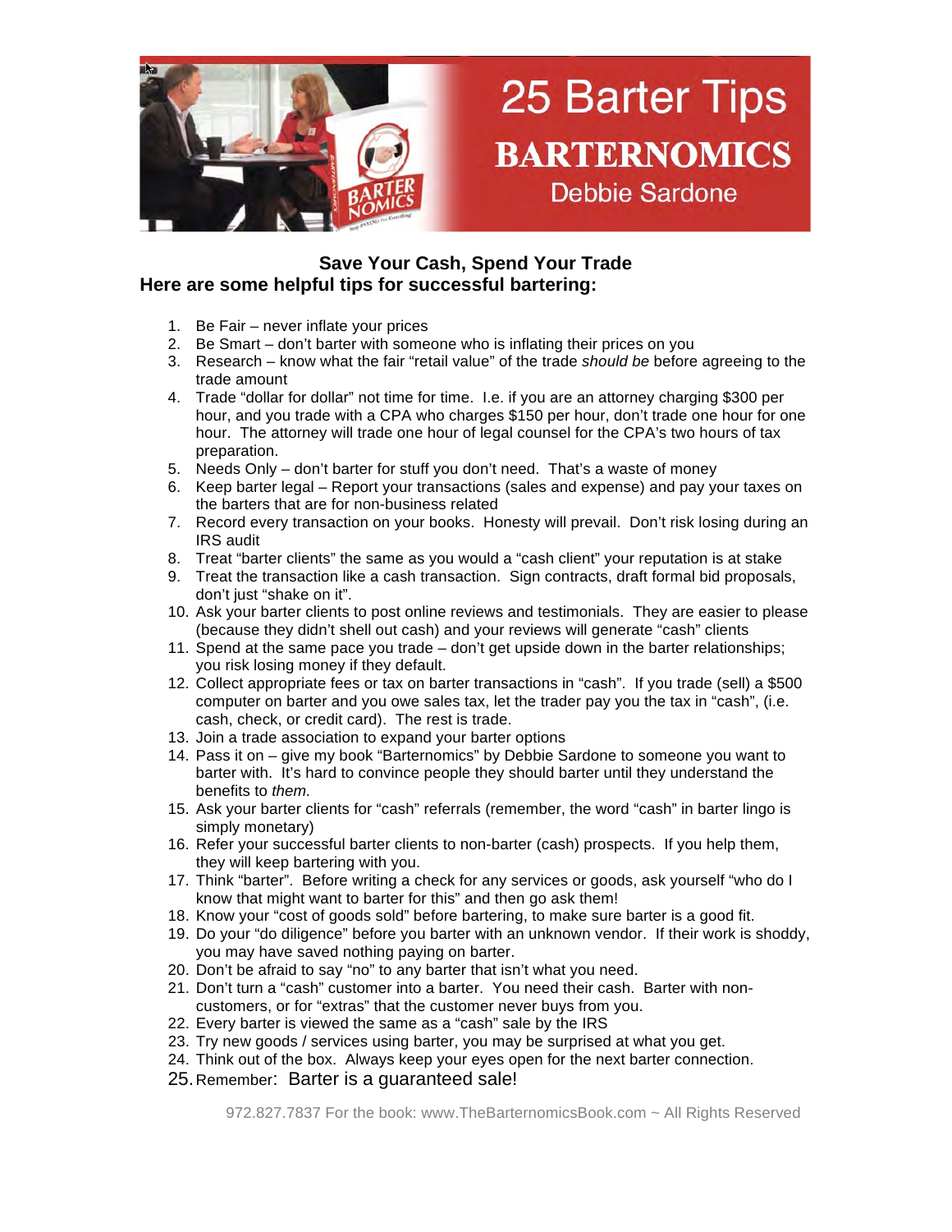# 25 Barter Tips

## BARTERNOMICS

Debbie Sardone

**Save Your Cash, Spend Your Trade**

**Here are some helpful tips for successful bartering:**

1. Be Fair – never inflate your prices
2. Be Smart – don't barter with someone who is inflating their prices on you
3. Research – know what the fair "retail value" of the trade *should be* before agreeing to the trade amount
4. Trade "dollar for dollar" not time for time. I.e. if you are an attorney charging $300 per hour, and you trade with a CPA who charges $150 per hour, don't trade one hour for one hour. The attorney will trade one hour of legal counsel for the CPA's two hours of tax preparation.
5. Needs Only – don't barter for stuff you don't need. That's a waste of money
6. Keep barter legal – Report your transactions (sales and expense) and pay your taxes on the barters that are for non-business related
7. Record every transaction on your books. Honesty will prevail. Don't risk losing during an IRS audit
8. Treat "barter clients" the same as you would a "cash client" your reputation is at stake
9. Treat the transaction like a cash transaction. Sign contracts, draft formal bid proposals, don't just "shake on it".
10. Ask your barter clients to post online reviews and testimonials. They are easier to please (because they didn't shell out cash) and your reviews will generate "cash" clients
11. Spend at the same pace you trade – don't get upside down in the barter relationships; you risk losing money if they default.
12. Collect appropriate fees or tax on barter transactions in "cash". If you trade (sell) a $500 computer on barter and you owe sales tax, let the trader pay you the tax in "cash", (i.e. cash, check, or credit card). The rest is trade.
13. Join a trade association to expand your barter options
14. Pass it on – give my book "Barternomics" by Debbie Sardone to someone you want to barter with. It's hard to convince people they should barter until they understand the benefits to *them.*
15. Ask your barter clients for "cash" referrals (remember, the word "cash" in barter lingo is simply monetary)
16. Refer your successful barter clients to non-barter (cash) prospects. If you help them, they will keep bartering with you.
17. Think "barter". Before writing a check for any services or goods, ask yourself "who do I know that might want to barter for this" and then go ask them!
18. Know your "cost of goods sold" before bartering, to make sure barter is a good fit.
19. Do your "do diligence" before you barter with an unknown vendor. If their work is shoddy, you may have saved nothing paying on barter.
20. Don't be afraid to say "no" to any barter that isn't what you need.
21. Don't turn a "cash" customer into a barter. You need their cash. Barter with non-customers, or for "extras" that the customer never buys from you.
22. Every barter is viewed the same as a "cash" sale by the IRS
23. Try new goods / services using barter, you may be surprised at what you get.
24. Think out of the box. Always keep your eyes open for the next barter connection.
25. Remember: Barter is a guaranteed sale!

972.827.7837 For the book: www.TheBarternomicsBook.com ~ All Rights Reserved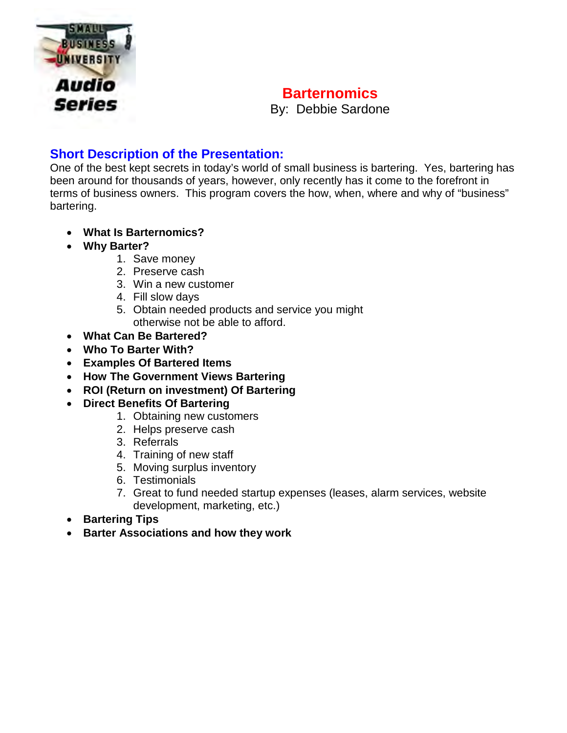# Barternomics

By: Debbie Sardone

## Short Description of the Presentation:

One of the best kept secrets in today's world of small business is bartering. Yes, bartering has been around for thousands of years, however, only recently has it come to the forefront in terms of business owners. This program covers the how, when, where and why of "business" bartering.

- **What Is Barternomics?**
- **Why Barter?**
  1. Save money
  2. Preserve cash
  3. Win a new customer
  4. Fill slow days
  5. Obtain needed products and service you might otherwise not be able to afford.
- **What Can Be Bartered?**
- **Who To Barter With?**
- **Examples Of Bartered Items**
- **How The Government Views Bartering**
- **ROI (Return on investment) Of Bartering**
- **Direct Benefits Of Bartering**
  1. Obtaining new customers
  2. Helps preserve cash
  3. Referrals
  4. Training of new staff
  5. Moving surplus inventory
  6. Testimonials
  7. Great to fund needed startup expenses (leases, alarm services, website development, marketing, etc.)
- **Bartering Tips**
- **Barter Associations and how they work**